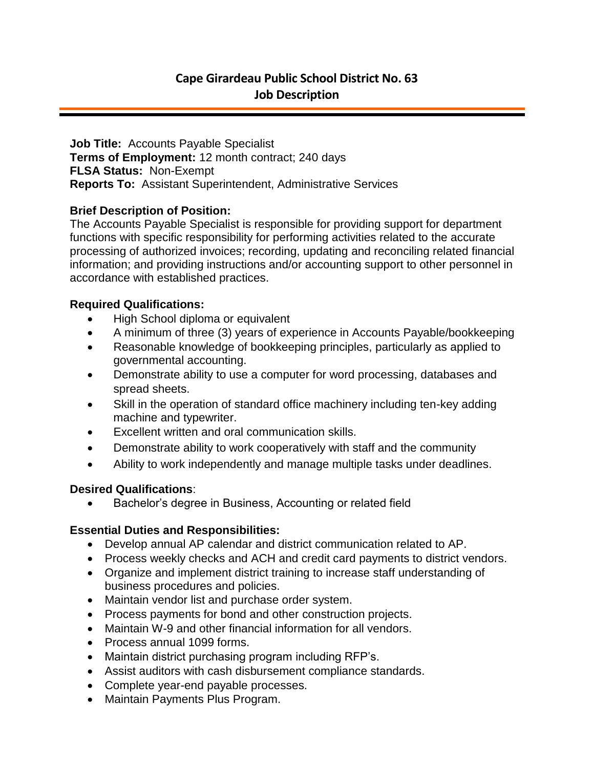# Cape Girardeau Public School District No. 63
## Job Description

**Job Title:** Accounts Payable Specialist
**Terms of Employment:** 12 month contract; 240 days
**FLSA Status:** Non-Exempt
**Reports To:** Assistant Superintendent, Administrative Services

### Brief Description of Position:

The Accounts Payable Specialist is responsible for providing support for department functions with specific responsibility for performing activities related to the accurate processing of authorized invoices; recording, updating and reconciling related financial information; and providing instructions and/or accounting support to other personnel in accordance with established practices.

### Required Qualifications:

- High School diploma or equivalent
- A minimum of three (3) years of experience in Accounts Payable/bookkeeping
- Reasonable knowledge of bookkeeping principles, particularly as applied to governmental accounting.
- Demonstrate ability to use a computer for word processing, databases and spread sheets.
- Skill in the operation of standard office machinery including ten-key adding machine and typewriter.
- Excellent written and oral communication skills.
- Demonstrate ability to work cooperatively with staff and the community
- Ability to work independently and manage multiple tasks under deadlines.

### Desired Qualifications:

- Bachelor's degree in Business, Accounting or related field

### Essential Duties and Responsibilities:

- Develop annual AP calendar and district communication related to AP.
- Process weekly checks and ACH and credit card payments to district vendors.
- Organize and implement district training to increase staff understanding of business procedures and policies.
- Maintain vendor list and purchase order system.
- Process payments for bond and other construction projects.
- Maintain W-9 and other financial information for all vendors.
- Process annual 1099 forms.
- Maintain district purchasing program including RFP's.
- Assist auditors with cash disbursement compliance standards.
- Complete year-end payable processes.
- Maintain Payments Plus Program.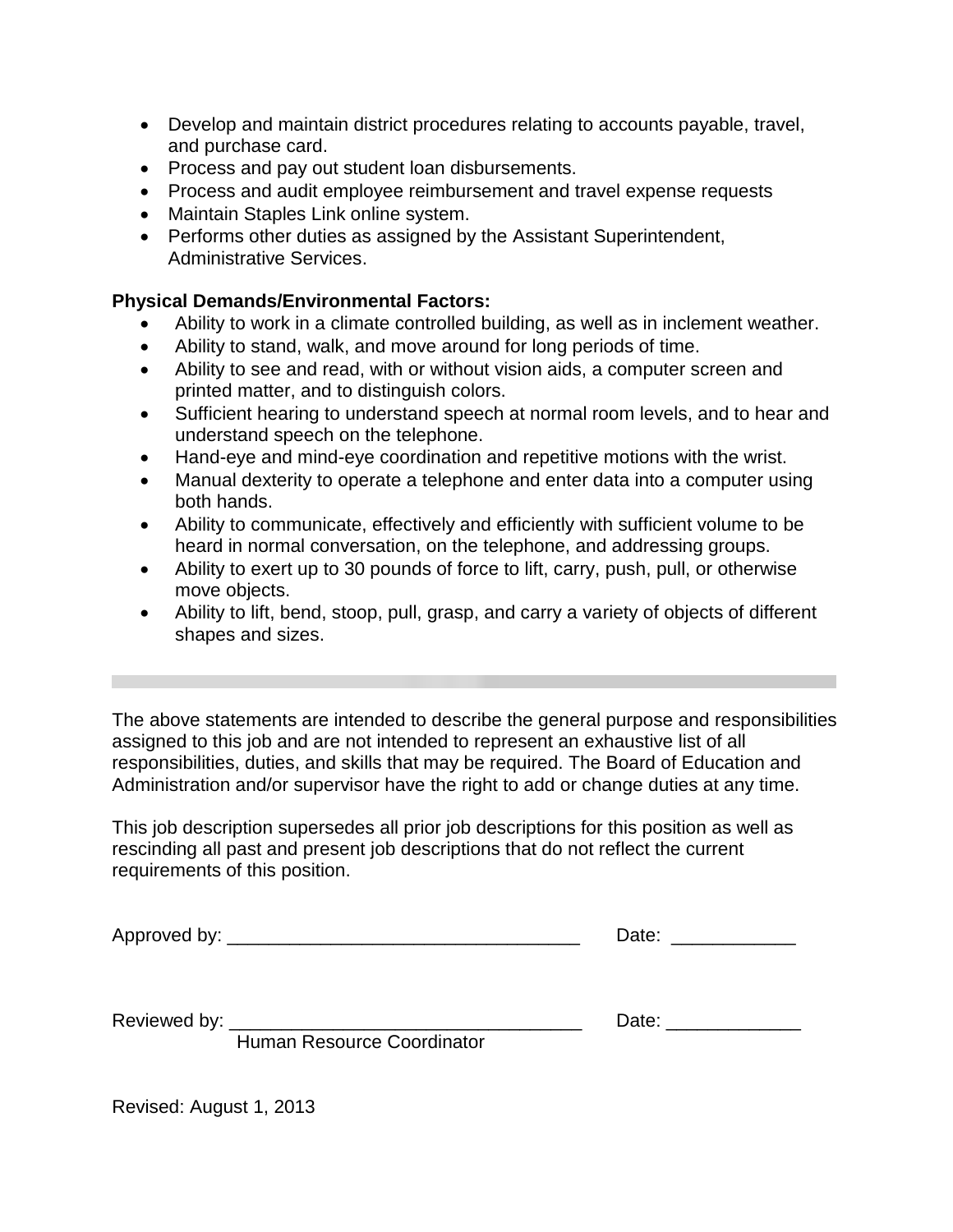- Develop and maintain district procedures relating to accounts payable, travel, and purchase card.
- Process and pay out student loan disbursements.
- Process and audit employee reimbursement and travel expense requests
- Maintain Staples Link online system.
- Performs other duties as assigned by the Assistant Superintendent, Administrative Services.

**Physical Demands/Environmental Factors:**

- Ability to work in a climate controlled building, as well as in inclement weather.
- Ability to stand, walk, and move around for long periods of time.
- Ability to see and read, with or without vision aids, a computer screen and printed matter, and to distinguish colors.
- Sufficient hearing to understand speech at normal room levels, and to hear and understand speech on the telephone.
- Hand-eye and mind-eye coordination and repetitive motions with the wrist.
- Manual dexterity to operate a telephone and enter data into a computer using both hands.
- Ability to communicate, effectively and efficiently with sufficient volume to be heard in normal conversation, on the telephone, and addressing groups.
- Ability to exert up to 30 pounds of force to lift, carry, push, pull, or otherwise move objects.
- Ability to lift, bend, stoop, pull, grasp, and carry a variety of objects of different shapes and sizes.

---

The above statements are intended to describe the general purpose and responsibilities assigned to this job and are not intended to represent an exhaustive list of all responsibilities, duties, and skills that may be required. The Board of Education and Administration and/or supervisor have the right to add or change duties at any time.

This job description supersedes all prior job descriptions for this position as well as rescinding all past and present job descriptions that do not reflect the current requirements of this position.

Approved by: ___________________________________ Date: ____________

Reviewed by: ___________________________________ Date: _____________
Human Resource Coordinator

Revised: August 1, 2013